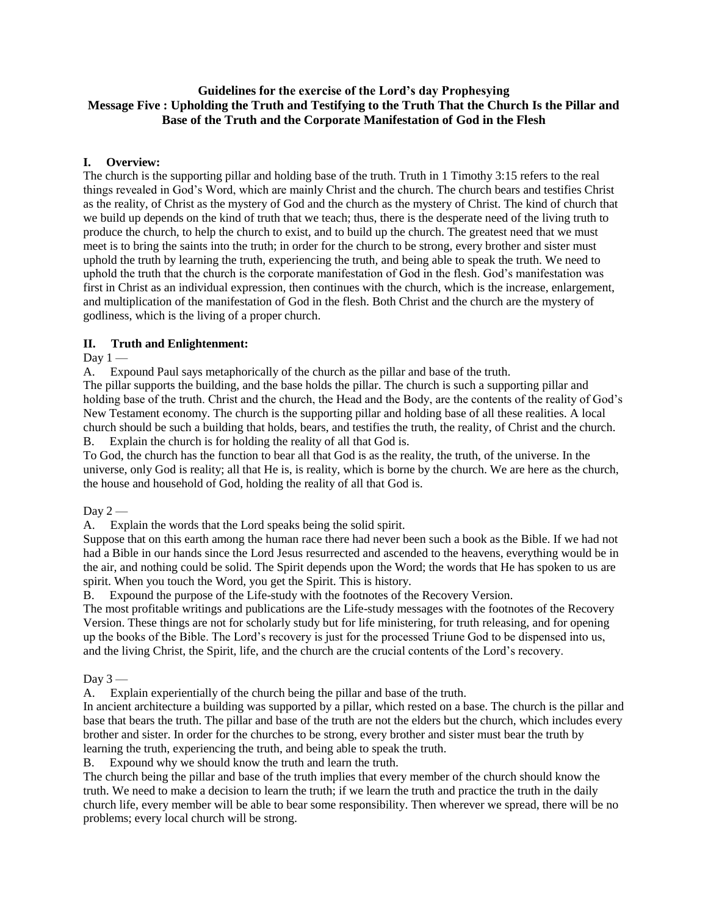# Guidelines for the exercise of the Lord's day Prophesying
## Message Five : Upholding the Truth and Testifying to the Truth That the Church Is the Pillar and Base of the Truth and the Corporate Manifestation of God in the Flesh

### I. Overview:

The church is the supporting pillar and holding base of the truth. Truth in 1 Timothy 3:15 refers to the real things revealed in God's Word, which are mainly Christ and the church. The church bears and testifies Christ as the reality, of Christ as the mystery of God and the church as the mystery of Christ. The kind of church that we build up depends on the kind of truth that we teach; thus, there is the desperate need of the living truth to produce the church, to help the church to exist, and to build up the church. The greatest need that we must meet is to bring the saints into the truth; in order for the church to be strong, every brother and sister must uphold the truth by learning the truth, experiencing the truth, and being able to speak the truth. We need to uphold the truth that the church is the corporate manifestation of God in the flesh. God's manifestation was first in Christ as an individual expression, then continues with the church, which is the increase, enlargement, and multiplication of the manifestation of God in the flesh. Both Christ and the church are the mystery of godliness, which is the living of a proper church.

### II. Truth and Enlightenment:

Day 1 —

A. Expound Paul says metaphorically of the church as the pillar and base of the truth.

The pillar supports the building, and the base holds the pillar. The church is such a supporting pillar and holding base of the truth. Christ and the church, the Head and the Body, are the contents of the reality of God's New Testament economy. The church is the supporting pillar and holding base of all these realities. A local church should be such a building that holds, bears, and testifies the truth, the reality, of Christ and the church.

B. Explain the church is for holding the reality of all that God is.

To God, the church has the function to bear all that God is as the reality, the truth, of the universe. In the universe, only God is reality; all that He is, is reality, which is borne by the church. We are here as the church, the house and household of God, holding the reality of all that God is.

Day 2 —

A. Explain the words that the Lord speaks being the solid spirit.

Suppose that on this earth among the human race there had never been such a book as the Bible. If we had not had a Bible in our hands since the Lord Jesus resurrected and ascended to the heavens, everything would be in the air, and nothing could be solid. The Spirit depends upon the Word; the words that He has spoken to us are spirit. When you touch the Word, you get the Spirit. This is history.

B. Expound the purpose of the Life-study with the footnotes of the Recovery Version.

The most profitable writings and publications are the Life-study messages with the footnotes of the Recovery Version. These things are not for scholarly study but for life ministering, for truth releasing, and for opening up the books of the Bible. The Lord's recovery is just for the processed Triune God to be dispensed into us, and the living Christ, the Spirit, life, and the church are the crucial contents of the Lord's recovery.

Day 3 —

A. Explain experientially of the church being the pillar and base of the truth.

In ancient architecture a building was supported by a pillar, which rested on a base. The church is the pillar and base that bears the truth. The pillar and base of the truth are not the elders but the church, which includes every brother and sister. In order for the churches to be strong, every brother and sister must bear the truth by learning the truth, experiencing the truth, and being able to speak the truth.

B. Expound why we should know the truth and learn the truth.

The church being the pillar and base of the truth implies that every member of the church should know the truth. We need to make a decision to learn the truth; if we learn the truth and practice the truth in the daily church life, every member will be able to bear some responsibility. Then wherever we spread, there will be no problems; every local church will be strong.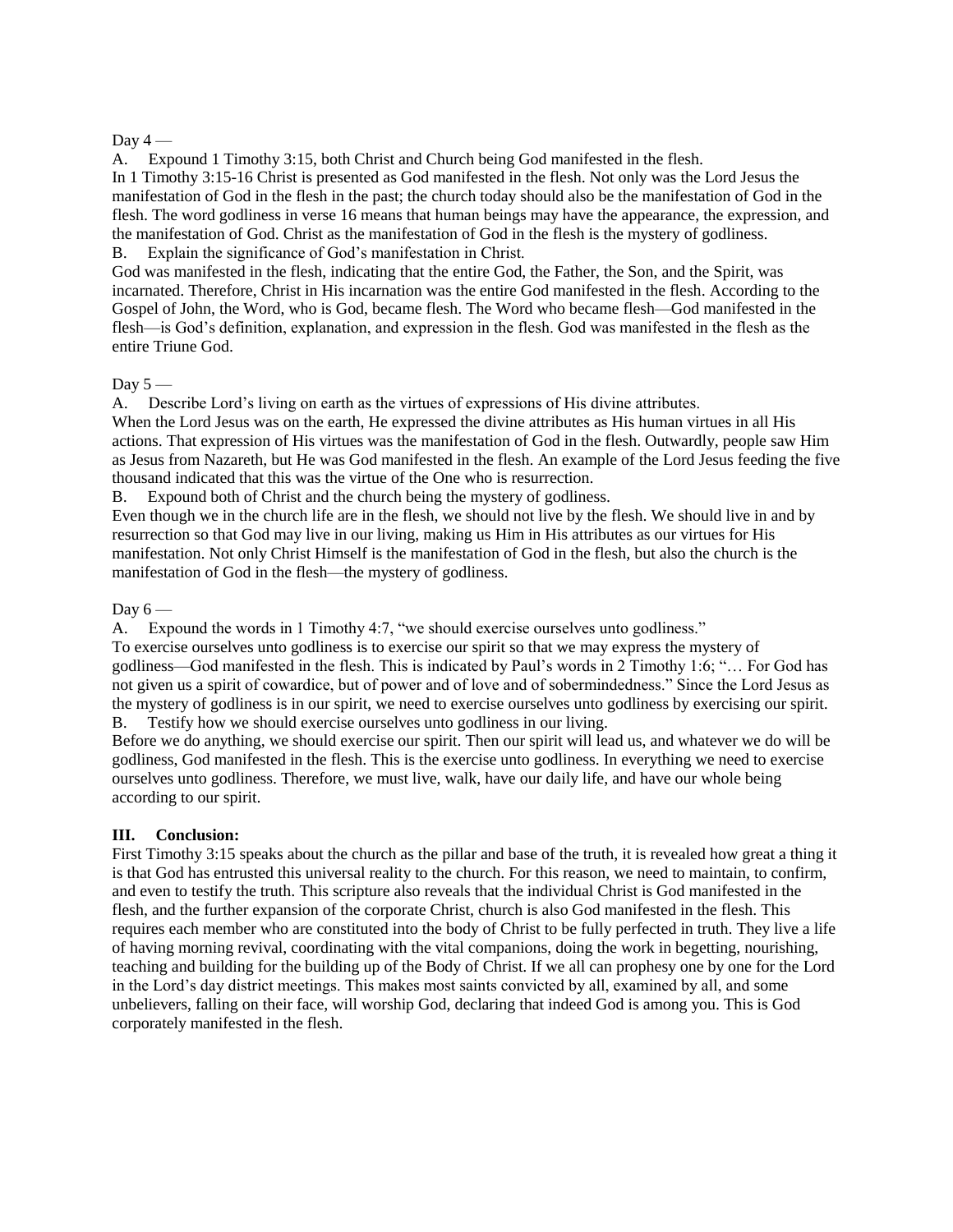Day 4 —

A. Expound 1 Timothy 3:15, both Christ and Church being God manifested in the flesh.

In 1 Timothy 3:15-16 Christ is presented as God manifested in the flesh. Not only was the Lord Jesus the manifestation of God in the flesh in the past; the church today should also be the manifestation of God in the flesh. The word godliness in verse 16 means that human beings may have the appearance, the expression, and the manifestation of God. Christ as the manifestation of God in the flesh is the mystery of godliness.

B. Explain the significance of God's manifestation in Christ.

God was manifested in the flesh, indicating that the entire God, the Father, the Son, and the Spirit, was incarnated. Therefore, Christ in His incarnation was the entire God manifested in the flesh. According to the Gospel of John, the Word, who is God, became flesh. The Word who became flesh—God manifested in the flesh—is God's definition, explanation, and expression in the flesh. God was manifested in the flesh as the entire Triune God.

Day 5 —

A. Describe Lord's living on earth as the virtues of expressions of His divine attributes.

When the Lord Jesus was on the earth, He expressed the divine attributes as His human virtues in all His actions. That expression of His virtues was the manifestation of God in the flesh. Outwardly, people saw Him as Jesus from Nazareth, but He was God manifested in the flesh. An example of the Lord Jesus feeding the five thousand indicated that this was the virtue of the One who is resurrection.

B. Expound both of Christ and the church being the mystery of godliness.

Even though we in the church life are in the flesh, we should not live by the flesh. We should live in and by resurrection so that God may live in our living, making us Him in His attributes as our virtues for His manifestation. Not only Christ Himself is the manifestation of God in the flesh, but also the church is the manifestation of God in the flesh—the mystery of godliness.

Day 6 —

A. Expound the words in 1 Timothy 4:7, "we should exercise ourselves unto godliness."

To exercise ourselves unto godliness is to exercise our spirit so that we may express the mystery of godliness—God manifested in the flesh. This is indicated by Paul's words in 2 Timothy 1:6; "… For God has not given us a spirit of cowardice, but of power and of love and of sobermindedness." Since the Lord Jesus as the mystery of godliness is in our spirit, we need to exercise ourselves unto godliness by exercising our spirit.

B. Testify how we should exercise ourselves unto godliness in our living.

Before we do anything, we should exercise our spirit. Then our spirit will lead us, and whatever we do will be godliness, God manifested in the flesh. This is the exercise unto godliness. In everything we need to exercise ourselves unto godliness. Therefore, we must live, walk, have our daily life, and have our whole being according to our spirit.

## III. Conclusion:

First Timothy 3:15 speaks about the church as the pillar and base of the truth, it is revealed how great a thing it is that God has entrusted this universal reality to the church. For this reason, we need to maintain, to confirm, and even to testify the truth. This scripture also reveals that the individual Christ is God manifested in the flesh, and the further expansion of the corporate Christ, church is also God manifested in the flesh. This requires each member who are constituted into the body of Christ to be fully perfected in truth. They live a life of having morning revival, coordinating with the vital companions, doing the work in begetting, nourishing, teaching and building for the building up of the Body of Christ. If we all can prophesy one by one for the Lord in the Lord's day district meetings. This makes most saints convicted by all, examined by all, and some unbelievers, falling on their face, will worship God, declaring that indeed God is among you. This is God corporately manifested in the flesh.